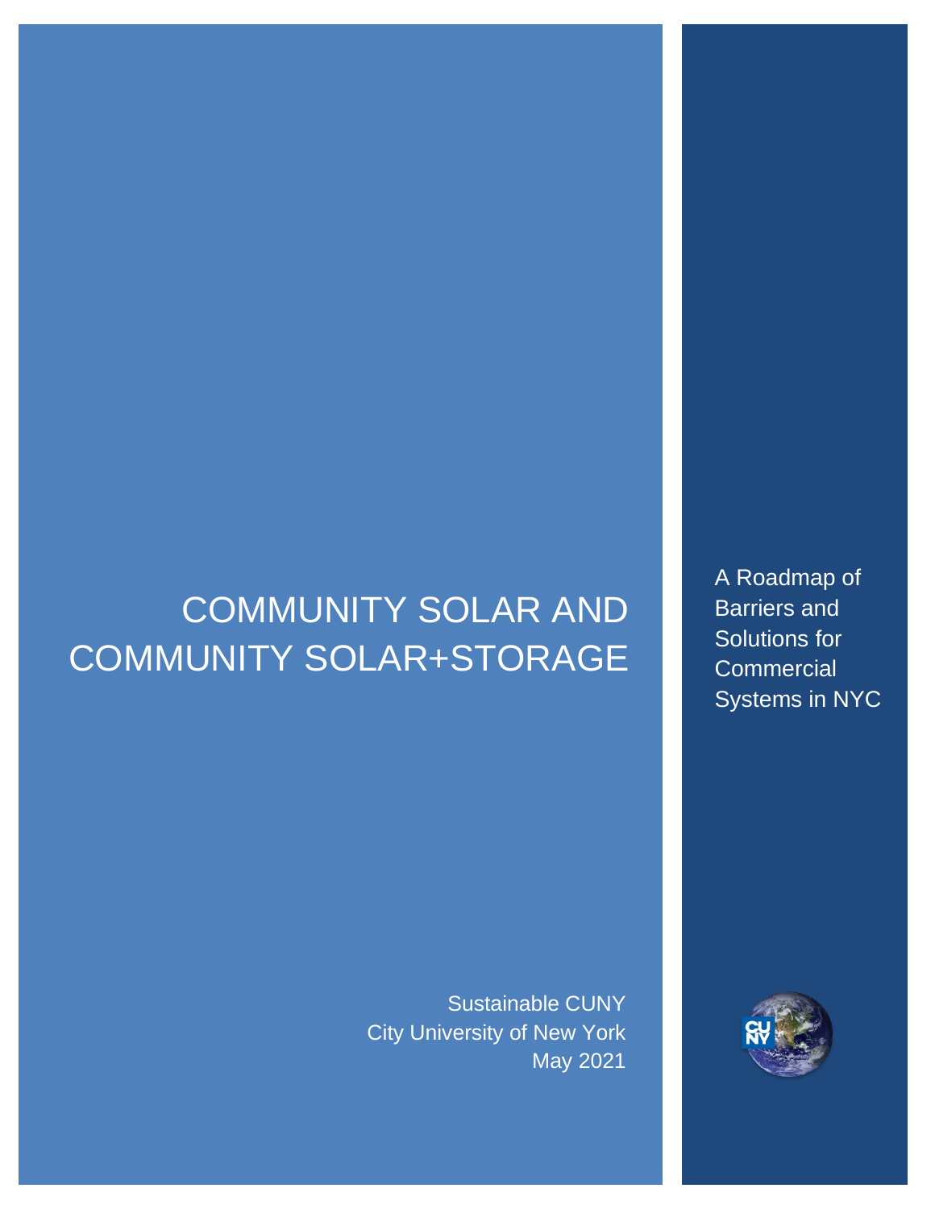# COMMUNITY SOLAR AND COMMUNITY SOLAR+STORAGE

A Roadmap of Barriers and Solutions for Commercial Systems in NYC

Sustainable CUNY
City University of New York
May 2021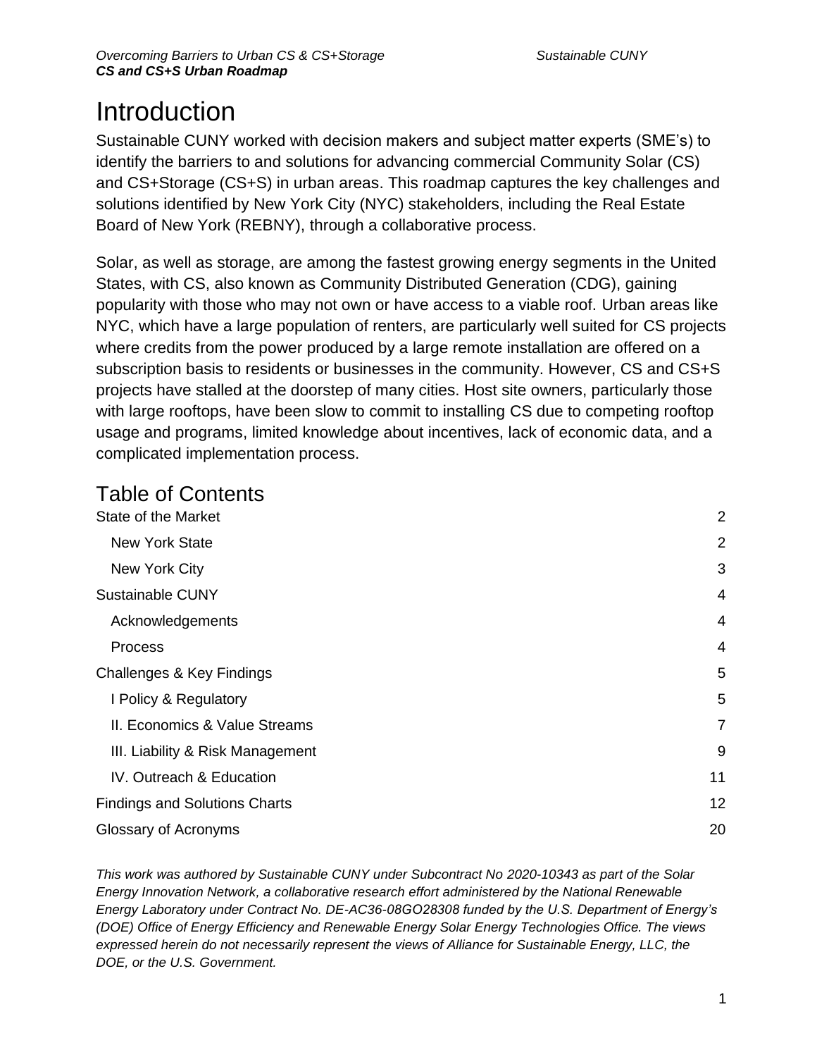# Introduction

Sustainable CUNY worked with decision makers and subject matter experts (SME's) to identify the barriers to and solutions for advancing commercial Community Solar (CS) and CS+Storage (CS+S) in urban areas. This roadmap captures the key challenges and solutions identified by New York City (NYC) stakeholders, including the Real Estate Board of New York (REBNY), through a collaborative process.

Solar, as well as storage, are among the fastest growing energy segments in the United States, with CS, also known as Community Distributed Generation (CDG), gaining popularity with those who may not own or have access to a viable roof. Urban areas like NYC, which have a large population of renters, are particularly well suited for CS projects where credits from the power produced by a large remote installation are offered on a subscription basis to residents or businesses in the community. However, CS and CS+S projects have stalled at the doorstep of many cities. Host site owners, particularly those with large rooftops, have been slow to commit to installing CS due to competing rooftop usage and programs, limited knowledge about incentives, lack of economic data, and a complicated implementation process.

## Table of Contents

| | |
|---|---|
| State of the Market | 2 |
| New York State | 2 |
| New York City | 3 |
| Sustainable CUNY | 4 |
| Acknowledgements | 4 |
| Process | 4 |
| Challenges & Key Findings | 5 |
| I Policy & Regulatory | 5 |
| II. Economics & Value Streams | 7 |
| III. Liability & Risk Management | 9 |
| IV. Outreach & Education | 11 |
| Findings and Solutions Charts | 12 |
| Glossary of Acronyms | 20 |

*This work was authored by Sustainable CUNY under Subcontract No 2020-10343 as part of the Solar Energy Innovation Network, a collaborative research effort administered by the National Renewable Energy Laboratory under Contract No. DE-AC36-08GO28308 funded by the U.S. Department of Energy's (DOE) Office of Energy Efficiency and Renewable Energy Solar Energy Technologies Office. The views expressed herein do not necessarily represent the views of Alliance for Sustainable Energy, LLC, the DOE, or the U.S. Government.*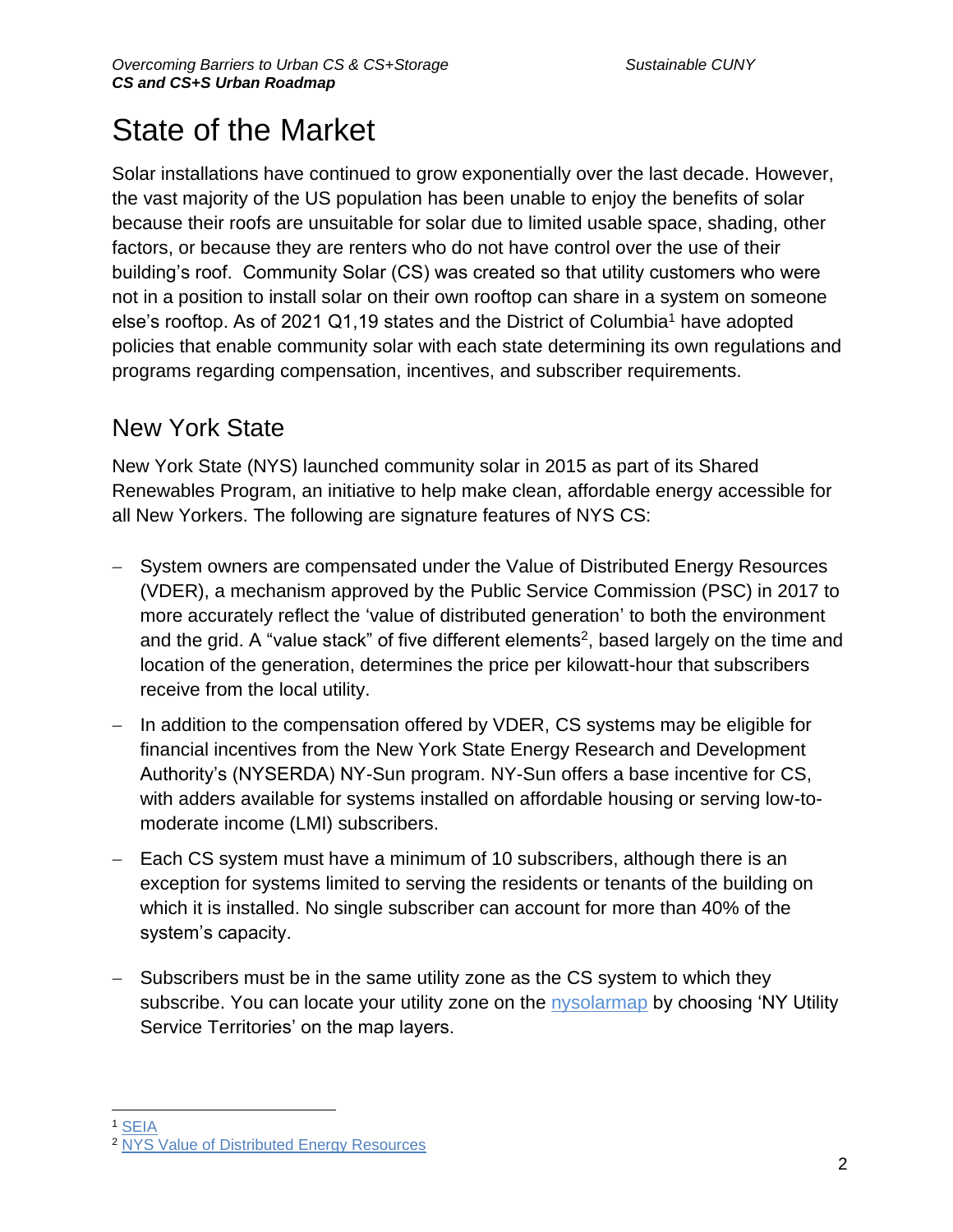# State of the Market

Solar installations have continued to grow exponentially over the last decade. However, the vast majority of the US population has been unable to enjoy the benefits of solar because their roofs are unsuitable for solar due to limited usable space, shading, other factors, or because they are renters who do not have control over the use of their building's roof. Community Solar (CS) was created so that utility customers who were not in a position to install solar on their own rooftop can share in a system on someone else's rooftop. As of 2021 Q1,19 states and the District of Columbia[1] have adopted policies that enable community solar with each state determining its own regulations and programs regarding compensation, incentives, and subscriber requirements.

## New York State

New York State (NYS) launched community solar in 2015 as part of its Shared Renewables Program, an initiative to help make clean, affordable energy accessible for all New Yorkers. The following are signature features of NYS CS:

- System owners are compensated under the Value of Distributed Energy Resources (VDER), a mechanism approved by the Public Service Commission (PSC) in 2017 to more accurately reflect the 'value of distributed generation' to both the environment and the grid. A "value stack" of five different elements[2], based largely on the time and location of the generation, determines the price per kilowatt-hour that subscribers receive from the local utility.
- In addition to the compensation offered by VDER, CS systems may be eligible for financial incentives from the New York State Energy Research and Development Authority's (NYSERDA) NY-Sun program. NY-Sun offers a base incentive for CS, with adders available for systems installed on affordable housing or serving low-to-moderate income (LMI) subscribers.
- Each CS system must have a minimum of 10 subscribers, although there is an exception for systems limited to serving the residents or tenants of the building on which it is installed. No single subscriber can account for more than 40% of the system's capacity.
- Subscribers must be in the same utility zone as the CS system to which they subscribe. You can locate your utility zone on the nysolarmap by choosing 'NY Utility Service Territories' on the map layers.

---

[1] SEIA

[2] NYS Value of Distributed Energy Resources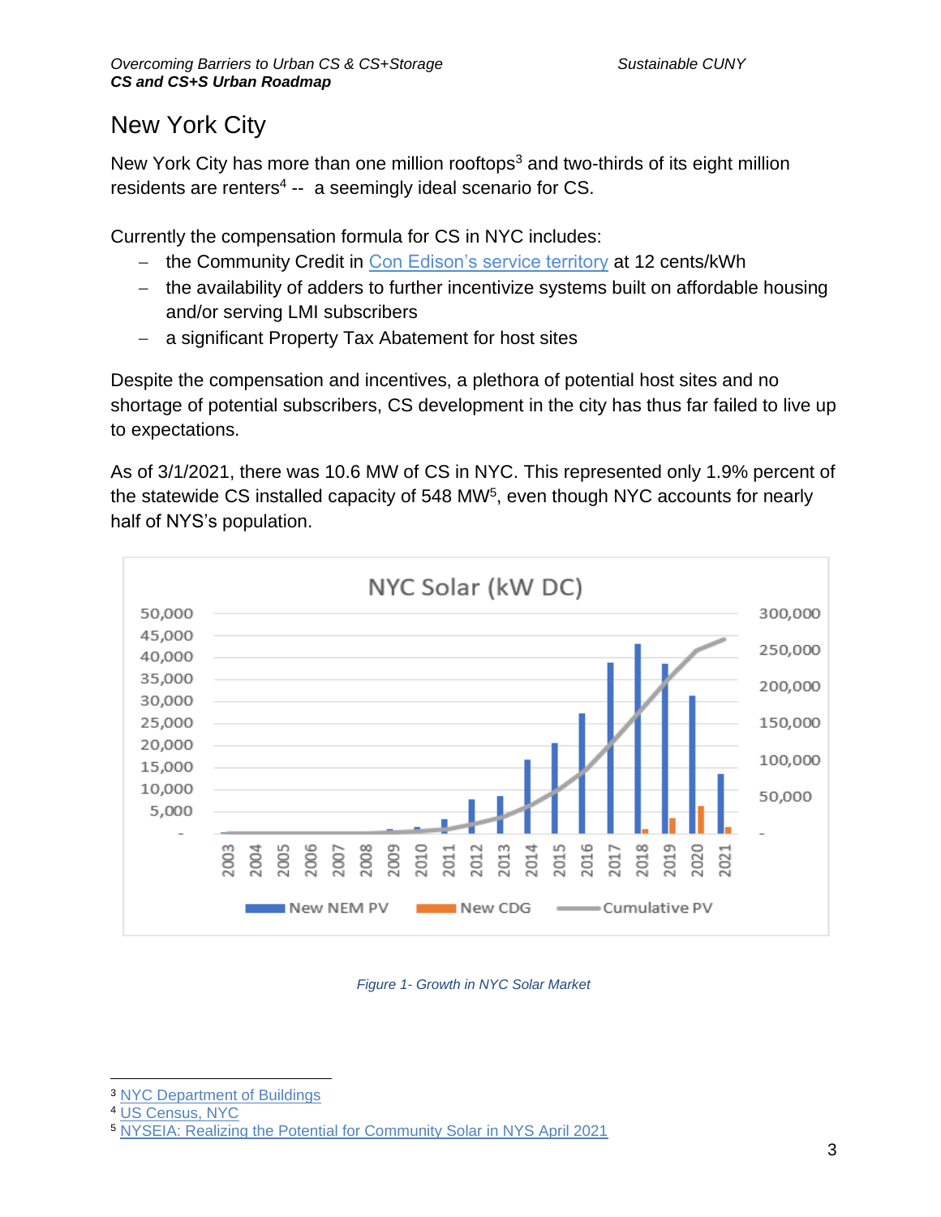## New York City

New York City has more than one million rooftops[3] and two-thirds of its eight million residents are renters[4] -- a seemingly ideal scenario for CS.

Currently the compensation formula for CS in NYC includes:

- the Community Credit in Con Edison's service territory at 12 cents/kWh
- the availability of adders to further incentivize systems built on affordable housing and/or serving LMI subscribers
- a significant Property Tax Abatement for host sites

Despite the compensation and incentives, a plethora of potential host sites and no shortage of potential subscribers, CS development in the city has thus far failed to live up to expectations.

As of 3/1/2021, there was 10.6 MW of CS in NYC. This represented only 1.9% percent of the statewide CS installed capacity of 548 MW[5], even though NYC accounts for nearly half of NYS's population.

Figure 1- Growth in NYC Solar Market

[3] NYC Department of Buildings
[4] US Census, NYC
[5] NYSEIA: Realizing the Potential for Community Solar in NYS April 2021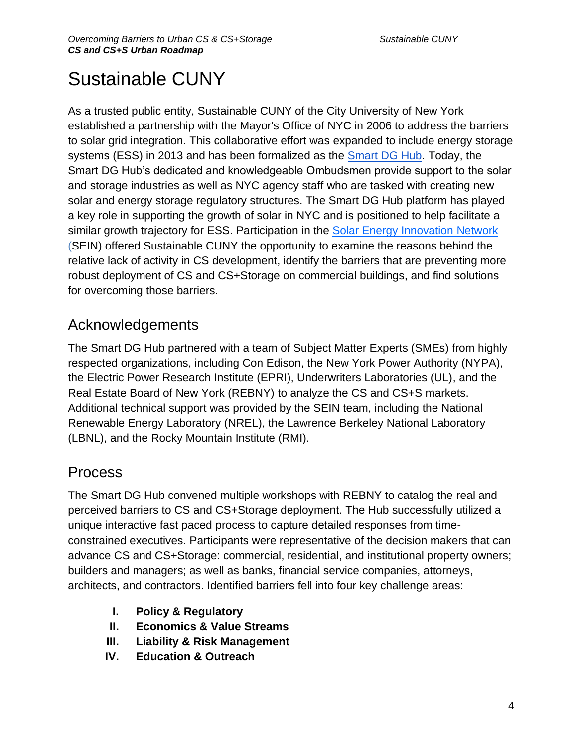# Sustainable CUNY

As a trusted public entity, Sustainable CUNY of the City University of New York established a partnership with the Mayor's Office of NYC in 2006 to address the barriers to solar grid integration. This collaborative effort was expanded to include energy storage systems (ESS) in 2013 and has been formalized as the Smart DG Hub. Today, the Smart DG Hub's dedicated and knowledgeable Ombudsmen provide support to the solar and storage industries as well as NYC agency staff who are tasked with creating new solar and energy storage regulatory structures. The Smart DG Hub platform has played a key role in supporting the growth of solar in NYC and is positioned to help facilitate a similar growth trajectory for ESS. Participation in the Solar Energy Innovation Network (SEIN) offered Sustainable CUNY the opportunity to examine the reasons behind the relative lack of activity in CS development, identify the barriers that are preventing more robust deployment of CS and CS+Storage on commercial buildings, and find solutions for overcoming those barriers.

## Acknowledgements

The Smart DG Hub partnered with a team of Subject Matter Experts (SMEs) from highly respected organizations, including Con Edison, the New York Power Authority (NYPA), the Electric Power Research Institute (EPRI), Underwriters Laboratories (UL), and the Real Estate Board of New York (REBNY) to analyze the CS and CS+S markets. Additional technical support was provided by the SEIN team, including the National Renewable Energy Laboratory (NREL), the Lawrence Berkeley National Laboratory (LBNL), and the Rocky Mountain Institute (RMI).

## Process

The Smart DG Hub convened multiple workshops with REBNY to catalog the real and perceived barriers to CS and CS+Storage deployment. The Hub successfully utilized a unique interactive fast paced process to capture detailed responses from time-constrained executives. Participants were representative of the decision makers that can advance CS and CS+Storage: commercial, residential, and institutional property owners; builders and managers; as well as banks, financial service companies, attorneys, architects, and contractors. Identified barriers fell into four key challenge areas:

I. **Policy & Regulatory**
II. **Economics & Value Streams**
III. **Liability & Risk Management**
IV. **Education & Outreach**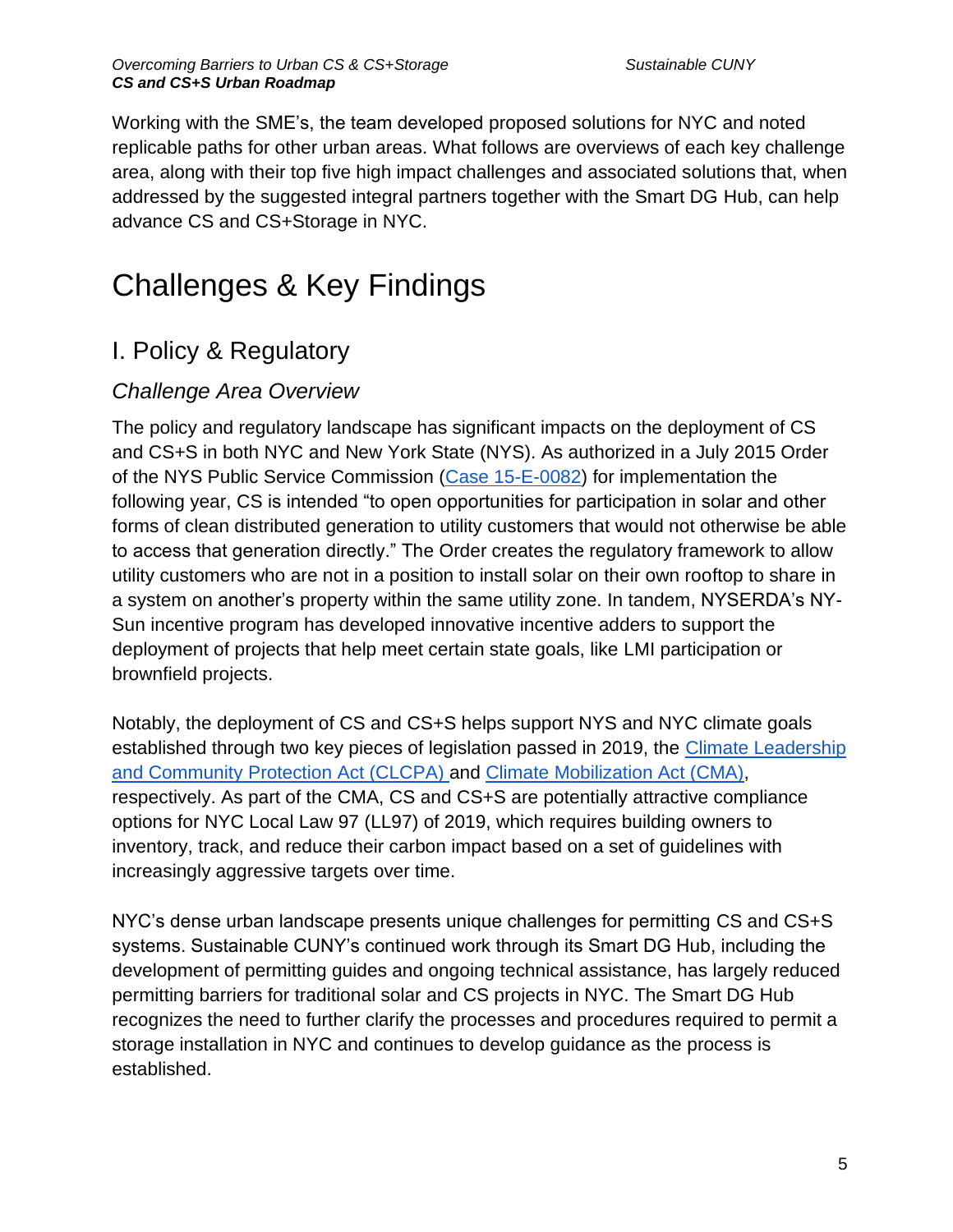Working with the SME's, the team developed proposed solutions for NYC and noted replicable paths for other urban areas. What follows are overviews of each key challenge area, along with their top five high impact challenges and associated solutions that, when addressed by the suggested integral partners together with the Smart DG Hub, can help advance CS and CS+Storage in NYC.

# Challenges & Key Findings

## I. Policy & Regulatory

### *Challenge Area Overview*

The policy and regulatory landscape has significant impacts on the deployment of CS and CS+S in both NYC and New York State (NYS). As authorized in a July 2015 Order of the NYS Public Service Commission (Case 15-E-0082) for implementation the following year, CS is intended "to open opportunities for participation in solar and other forms of clean distributed generation to utility customers that would not otherwise be able to access that generation directly." The Order creates the regulatory framework to allow utility customers who are not in a position to install solar on their own rooftop to share in a system on another's property within the same utility zone. In tandem, NYSERDA's NY-Sun incentive program has developed innovative incentive adders to support the deployment of projects that help meet certain state goals, like LMI participation or brownfield projects.

Notably, the deployment of CS and CS+S helps support NYS and NYC climate goals established through two key pieces of legislation passed in 2019, the Climate Leadership and Community Protection Act (CLCPA) and Climate Mobilization Act (CMA), respectively. As part of the CMA, CS and CS+S are potentially attractive compliance options for NYC Local Law 97 (LL97) of 2019, which requires building owners to inventory, track, and reduce their carbon impact based on a set of guidelines with increasingly aggressive targets over time.

NYC's dense urban landscape presents unique challenges for permitting CS and CS+S systems. Sustainable CUNY's continued work through its Smart DG Hub, including the development of permitting guides and ongoing technical assistance, has largely reduced permitting barriers for traditional solar and CS projects in NYC. The Smart DG Hub recognizes the need to further clarify the processes and procedures required to permit a storage installation in NYC and continues to develop guidance as the process is established.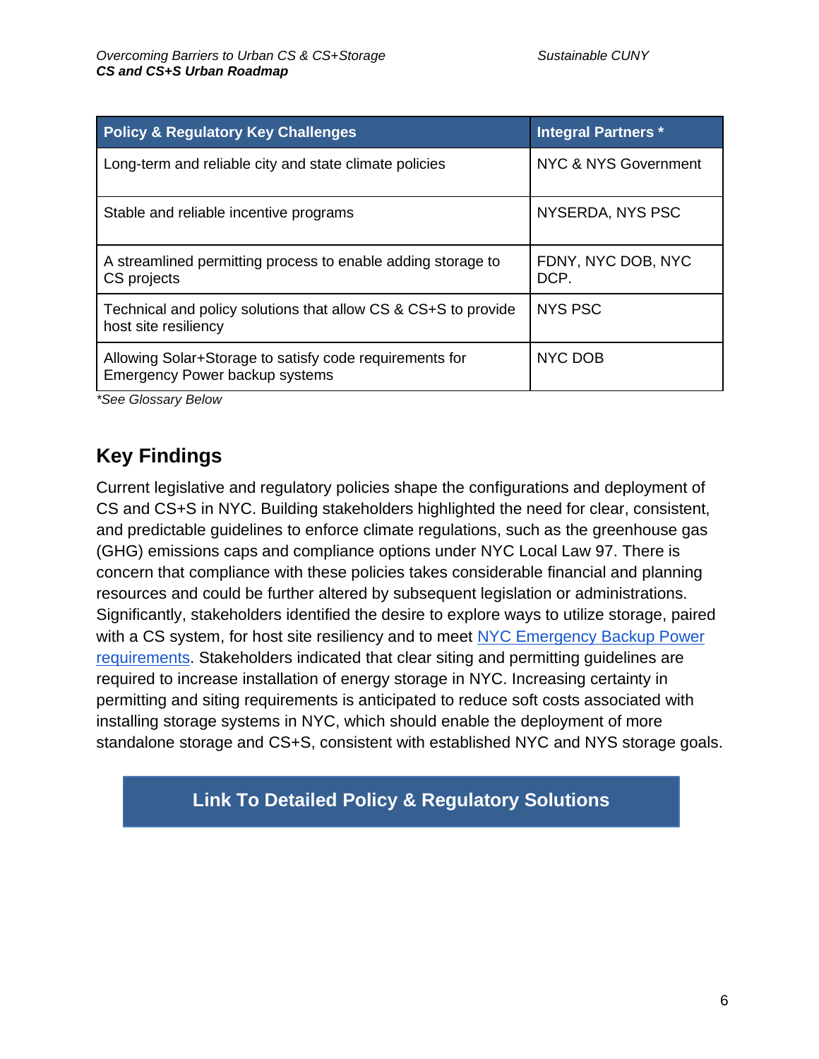| Policy & Regulatory Key Challenges | Integral Partners * |
|---|---|
| Long-term and reliable city and state climate policies | NYC & NYS Government |
| Stable and reliable incentive programs | NYSERDA, NYS PSC |
| A streamlined permitting process to enable adding storage to CS projects | FDNY, NYC DOB, NYC DCP. |
| Technical and policy solutions that allow CS & CS+S to provide host site resiliency | NYS PSC |
| Allowing Solar+Storage to satisfy code requirements for Emergency Power backup systems | NYC DOB |

*\*See Glossary Below*

## Key Findings

Current legislative and regulatory policies shape the configurations and deployment of CS and CS+S in NYC. Building stakeholders highlighted the need for clear, consistent, and predictable guidelines to enforce climate regulations, such as the greenhouse gas (GHG) emissions caps and compliance options under NYC Local Law 97. There is concern that compliance with these policies takes considerable financial and planning resources and could be further altered by subsequent legislation or administrations. Significantly, stakeholders identified the desire to explore ways to utilize storage, paired with a CS system, for host site resiliency and to meet NYC Emergency Backup Power requirements. Stakeholders indicated that clear siting and permitting guidelines are required to increase installation of energy storage in NYC. Increasing certainty in permitting and siting requirements is anticipated to reduce soft costs associated with installing storage systems in NYC, which should enable the deployment of more standalone storage and CS+S, consistent with established NYC and NYS storage goals.

**Link To Detailed Policy & Regulatory Solutions**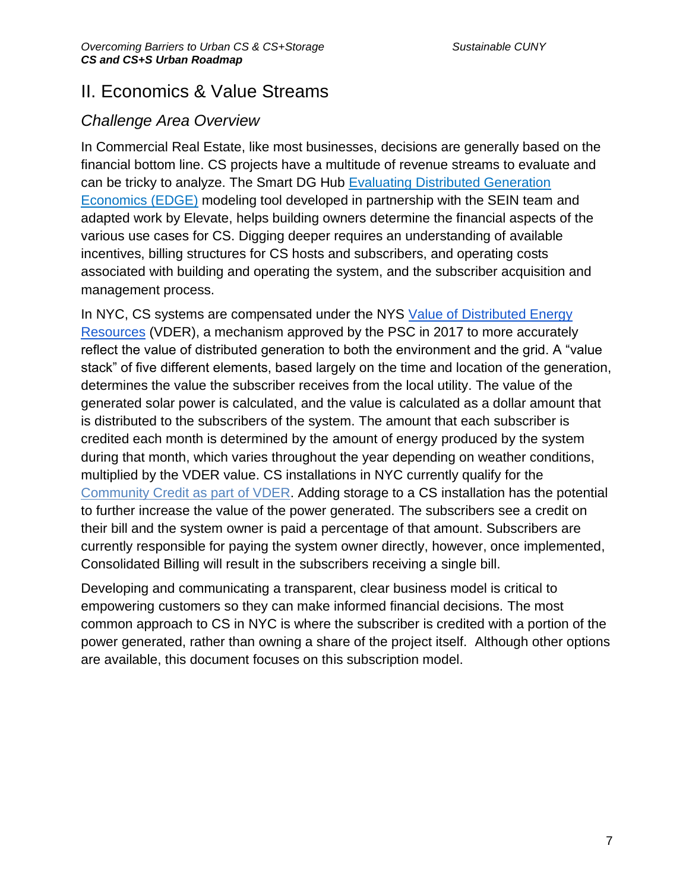# II. Economics & Value Streams

## *Challenge Area Overview*

In Commercial Real Estate, like most businesses, decisions are generally based on the financial bottom line. CS projects have a multitude of revenue streams to evaluate and can be tricky to analyze. The Smart DG Hub Evaluating Distributed Generation Economics (EDGE) modeling tool developed in partnership with the SEIN team and adapted work by Elevate, helps building owners determine the financial aspects of the various use cases for CS. Digging deeper requires an understanding of available incentives, billing structures for CS hosts and subscribers, and operating costs associated with building and operating the system, and the subscriber acquisition and management process.

In NYC, CS systems are compensated under the NYS Value of Distributed Energy Resources (VDER), a mechanism approved by the PSC in 2017 to more accurately reflect the value of distributed generation to both the environment and the grid. A "value stack" of five different elements, based largely on the time and location of the generation, determines the value the subscriber receives from the local utility. The value of the generated solar power is calculated, and the value is calculated as a dollar amount that is distributed to the subscribers of the system. The amount that each subscriber is credited each month is determined by the amount of energy produced by the system during that month, which varies throughout the year depending on weather conditions, multiplied by the VDER value. CS installations in NYC currently qualify for the Community Credit as part of VDER. Adding storage to a CS installation has the potential to further increase the value of the power generated. The subscribers see a credit on their bill and the system owner is paid a percentage of that amount. Subscribers are currently responsible for paying the system owner directly, however, once implemented, Consolidated Billing will result in the subscribers receiving a single bill.

Developing and communicating a transparent, clear business model is critical to empowering customers so they can make informed financial decisions. The most common approach to CS in NYC is where the subscriber is credited with a portion of the power generated, rather than owning a share of the project itself. Although other options are available, this document focuses on this subscription model.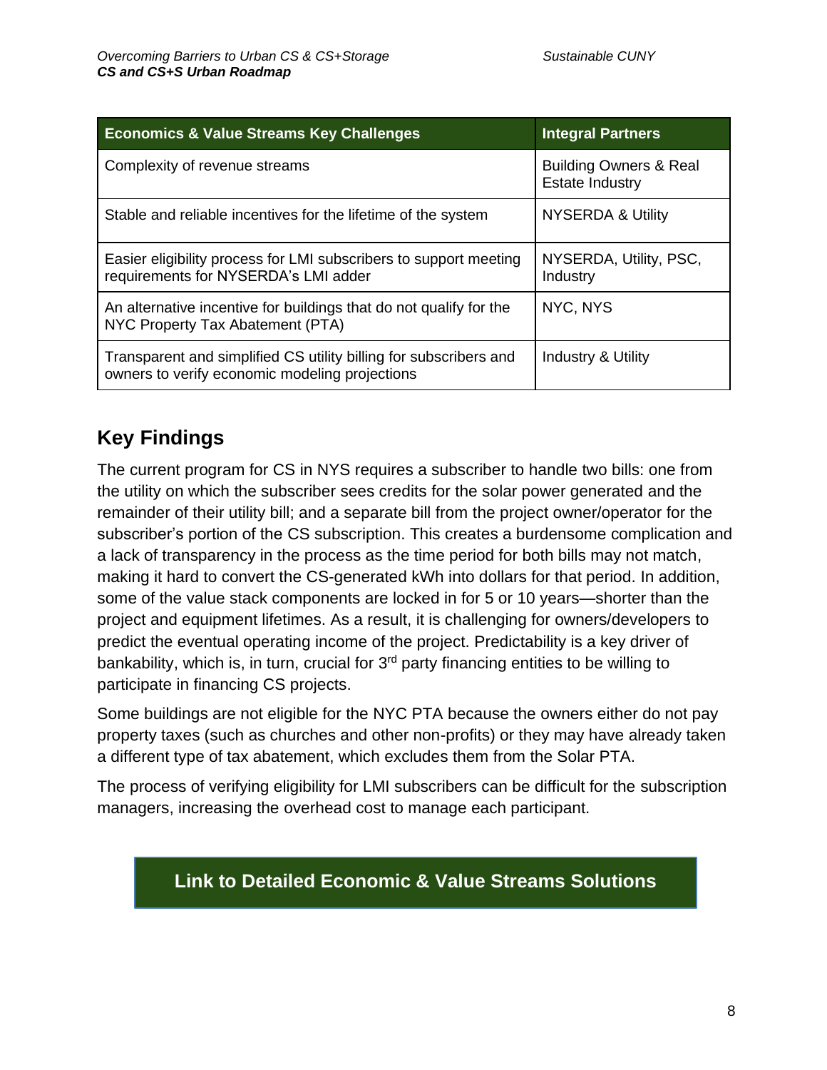| Economics & Value Streams Key Challenges | Integral Partners |
| --- | --- |
| Complexity of revenue streams | Building Owners & Real Estate Industry |
| Stable and reliable incentives for the lifetime of the system | NYSERDA & Utility |
| Easier eligibility process for LMI subscribers to support meeting requirements for NYSERDA's LMI adder | NYSERDA, Utility, PSC, Industry |
| An alternative incentive for buildings that do not qualify for the NYC Property Tax Abatement (PTA) | NYC, NYS |
| Transparent and simplified CS utility billing for subscribers and owners to verify economic modeling projections | Industry & Utility |

## Key Findings

The current program for CS in NYS requires a subscriber to handle two bills: one from the utility on which the subscriber sees credits for the solar power generated and the remainder of their utility bill; and a separate bill from the project owner/operator for the subscriber's portion of the CS subscription. This creates a burdensome complication and a lack of transparency in the process as the time period for both bills may not match, making it hard to convert the CS-generated kWh into dollars for that period. In addition, some of the value stack components are locked in for 5 or 10 years—shorter than the project and equipment lifetimes. As a result, it is challenging for owners/developers to predict the eventual operating income of the project. Predictability is a key driver of bankability, which is, in turn, crucial for 3rd party financing entities to be willing to participate in financing CS projects.

Some buildings are not eligible for the NYC PTA because the owners either do not pay property taxes (such as churches and other non-profits) or they may have already taken a different type of tax abatement, which excludes them from the Solar PTA.

The process of verifying eligibility for LMI subscribers can be difficult for the subscription managers, increasing the overhead cost to manage each participant.

**Link to Detailed Economic & Value Streams Solutions**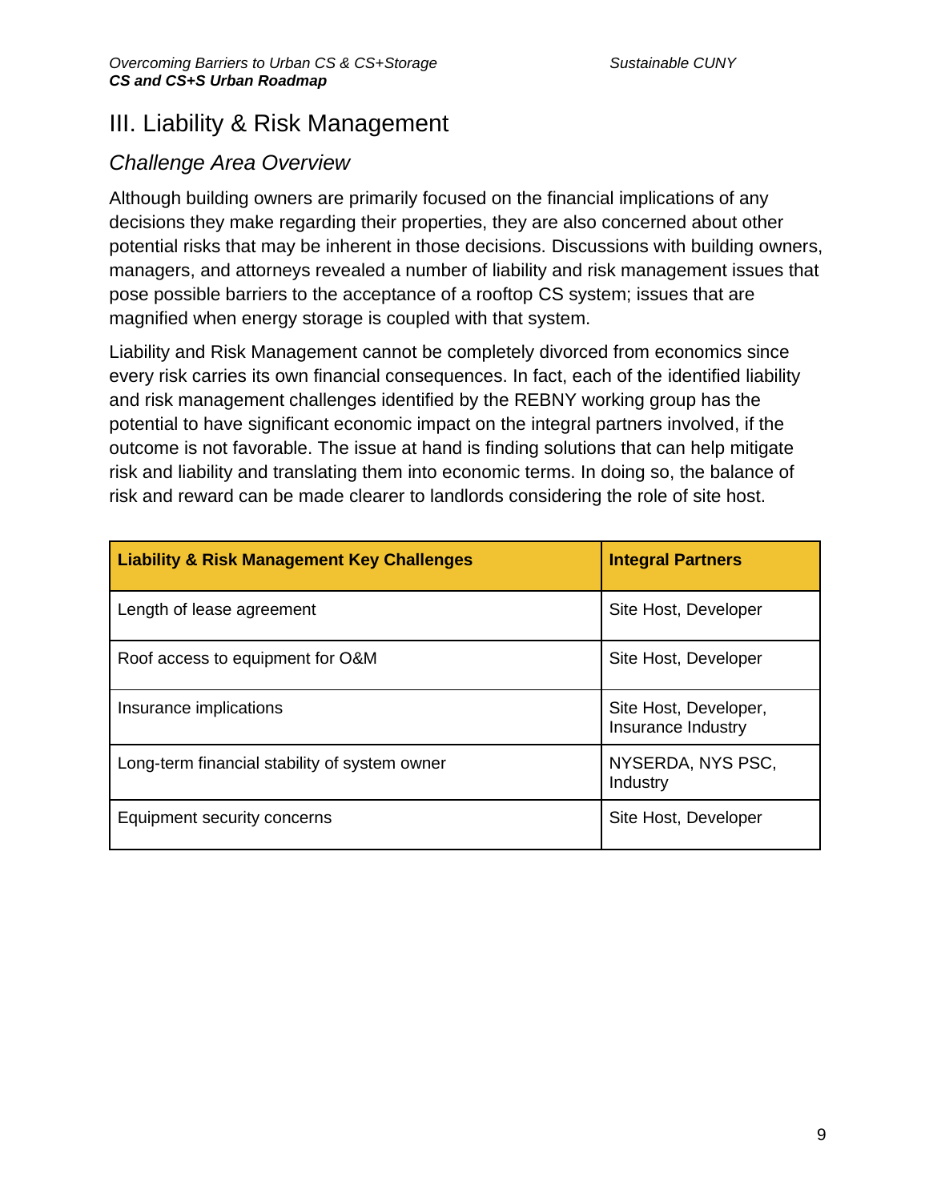# III. Liability & Risk Management

## *Challenge Area Overview*

Although building owners are primarily focused on the financial implications of any decisions they make regarding their properties, they are also concerned about other potential risks that may be inherent in those decisions. Discussions with building owners, managers, and attorneys revealed a number of liability and risk management issues that pose possible barriers to the acceptance of a rooftop CS system; issues that are magnified when energy storage is coupled with that system.

Liability and Risk Management cannot be completely divorced from economics since every risk carries its own financial consequences. In fact, each of the identified liability and risk management challenges identified by the REBNY working group has the potential to have significant economic impact on the integral partners involved, if the outcome is not favorable. The issue at hand is finding solutions that can help mitigate risk and liability and translating them into economic terms. In doing so, the balance of risk and reward can be made clearer to landlords considering the role of site host.

| **Liability & Risk Management Key Challenges** | **Integral Partners** |
| --- | --- |
| Length of lease agreement | Site Host, Developer |
| Roof access to equipment for O&M | Site Host, Developer |
| Insurance implications | Site Host, Developer, Insurance Industry |
| Long-term financial stability of system owner | NYSERDA, NYS PSC, Industry |
| Equipment security concerns | Site Host, Developer |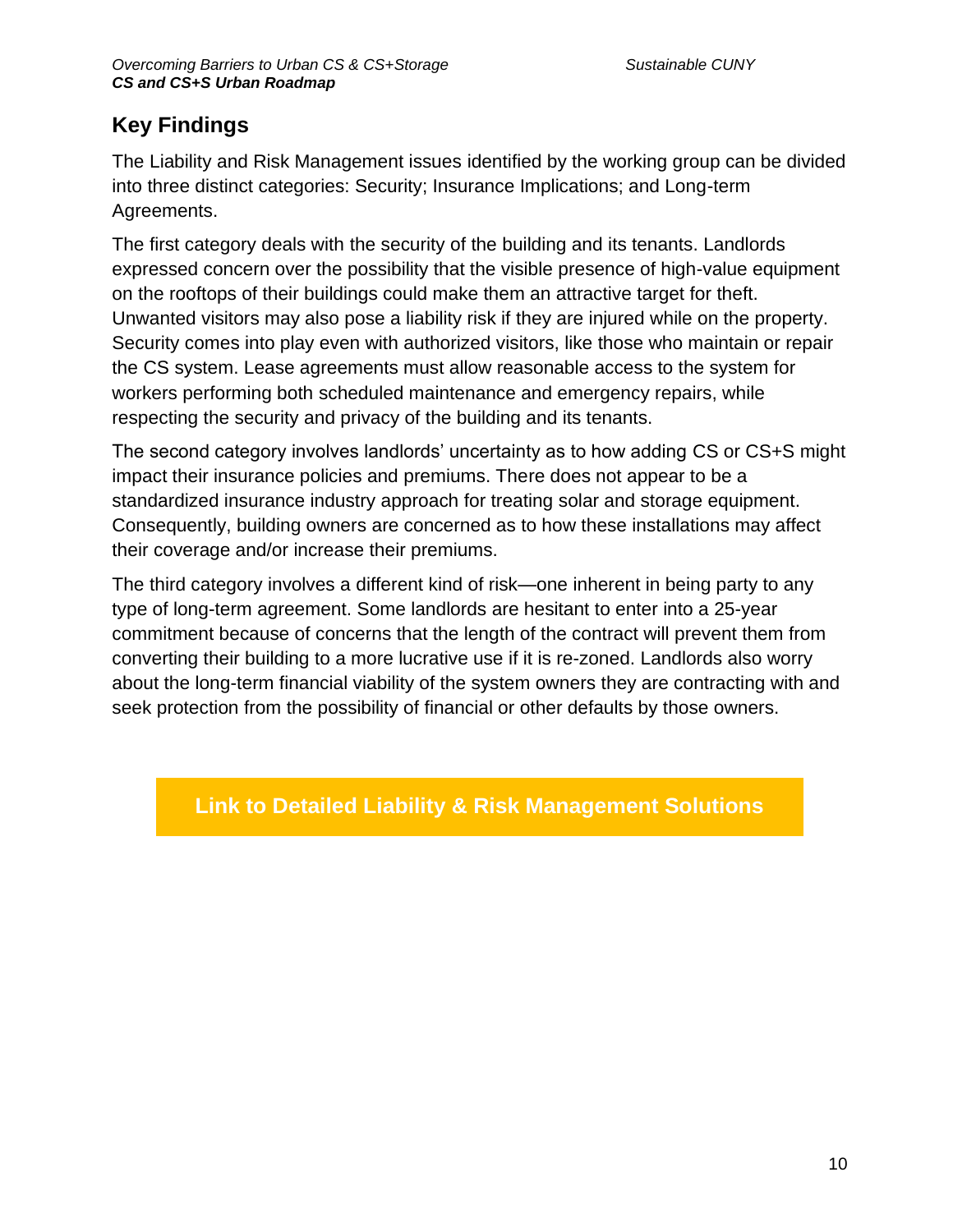## Key Findings

The Liability and Risk Management issues identified by the working group can be divided into three distinct categories: Security; Insurance Implications; and Long-term Agreements.

The first category deals with the security of the building and its tenants. Landlords expressed concern over the possibility that the visible presence of high-value equipment on the rooftops of their buildings could make them an attractive target for theft. Unwanted visitors may also pose a liability risk if they are injured while on the property. Security comes into play even with authorized visitors, like those who maintain or repair the CS system. Lease agreements must allow reasonable access to the system for workers performing both scheduled maintenance and emergency repairs, while respecting the security and privacy of the building and its tenants.

The second category involves landlords' uncertainty as to how adding CS or CS+S might impact their insurance policies and premiums. There does not appear to be a standardized insurance industry approach for treating solar and storage equipment. Consequently, building owners are concerned as to how these installations may affect their coverage and/or increase their premiums.

The third category involves a different kind of risk—one inherent in being party to any type of long-term agreement. Some landlords are hesitant to enter into a 25-year commitment because of concerns that the length of the contract will prevent them from converting their building to a more lucrative use if it is re-zoned. Landlords also worry about the long-term financial viability of the system owners they are contracting with and seek protection from the possibility of financial or other defaults by those owners.

**Link to Detailed Liability & Risk Management Solutions**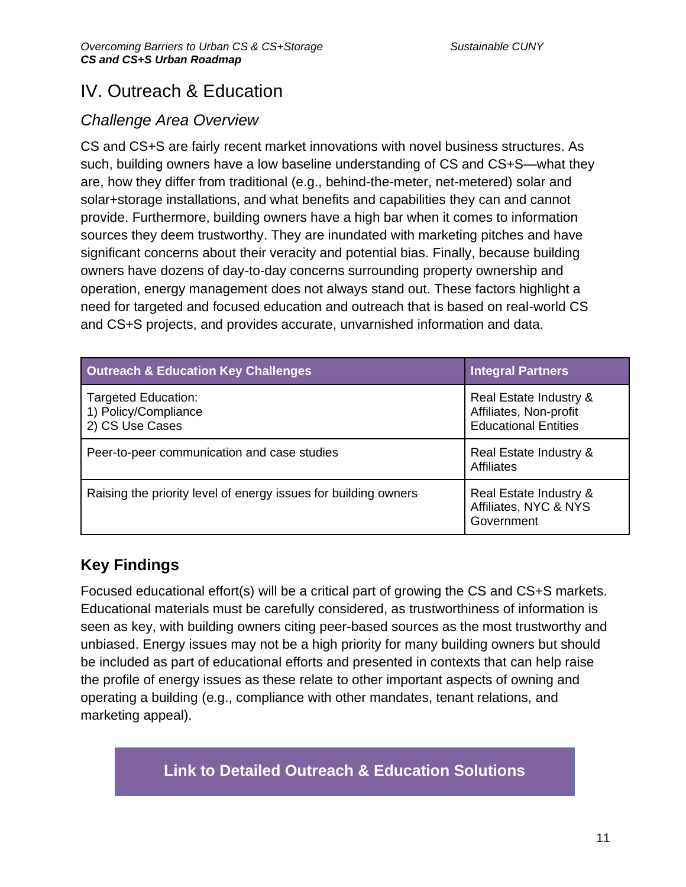# IV. Outreach & Education

## *Challenge Area Overview*

CS and CS+S are fairly recent market innovations with novel business structures. As such, building owners have a low baseline understanding of CS and CS+S—what they are, how they differ from traditional (e.g., behind-the-meter, net-metered) solar and solar+storage installations, and what benefits and capabilities they can and cannot provide. Furthermore, building owners have a high bar when it comes to information sources they deem trustworthy. They are inundated with marketing pitches and have significant concerns about their veracity and potential bias. Finally, because building owners have dozens of day-to-day concerns surrounding property ownership and operation, energy management does not always stand out. These factors highlight a need for targeted and focused education and outreach that is based on real-world CS and CS+S projects, and provides accurate, unvarnished information and data.

| Outreach & Education Key Challenges | Integral Partners |
| --- | --- |
| Targeted Education:<br>1) Policy/Compliance<br>2) CS Use Cases | Real Estate Industry & Affiliates, Non-profit Educational Entities |
| Peer-to-peer communication and case studies | Real Estate Industry & Affiliates |
| Raising the priority level of energy issues for building owners | Real Estate Industry & Affiliates, NYC & NYS Government |

## Key Findings

Focused educational effort(s) will be a critical part of growing the CS and CS+S markets. Educational materials must be carefully considered, as trustworthiness of information is seen as key, with building owners citing peer-based sources as the most trustworthy and unbiased. Energy issues may not be a high priority for many building owners but should be included as part of educational efforts and presented in contexts that can help raise the profile of energy issues as these relate to other important aspects of owning and operating a building (e.g., compliance with other mandates, tenant relations, and marketing appeal).

**Link to Detailed Outreach & Education Solutions**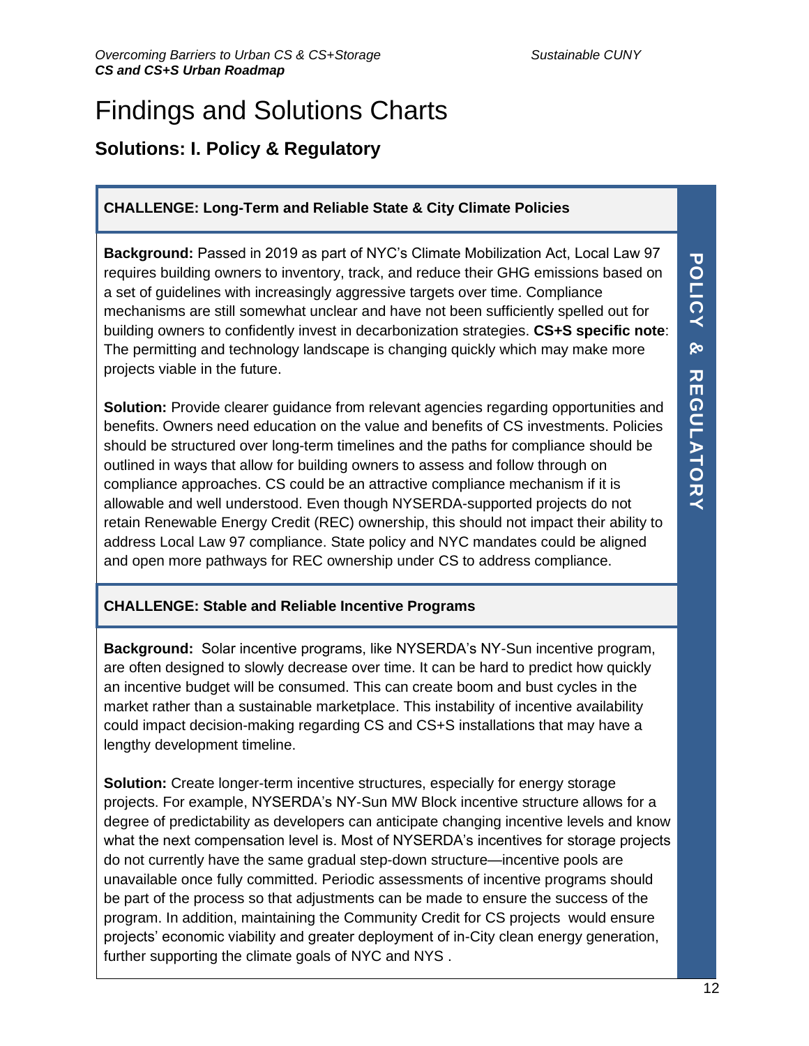# Findings and Solutions Charts

## Solutions: I. Policy & Regulatory

**CHALLENGE: Long-Term and Reliable State & City Climate Policies**

**Background:** Passed in 2019 as part of NYC's Climate Mobilization Act, Local Law 97 requires building owners to inventory, track, and reduce their GHG emissions based on a set of guidelines with increasingly aggressive targets over time. Compliance mechanisms are still somewhat unclear and have not been sufficiently spelled out for building owners to confidently invest in decarbonization strategies. **CS+S specific note**: The permitting and technology landscape is changing quickly which may make more projects viable in the future.

**Solution:** Provide clearer guidance from relevant agencies regarding opportunities and benefits. Owners need education on the value and benefits of CS investments. Policies should be structured over long-term timelines and the paths for compliance should be outlined in ways that allow for building owners to assess and follow through on compliance approaches. CS could be an attractive compliance mechanism if it is allowable and well understood. Even though NYSERDA-supported projects do not retain Renewable Energy Credit (REC) ownership, this should not impact their ability to address Local Law 97 compliance. State policy and NYC mandates could be aligned and open more pathways for REC ownership under CS to address compliance.

**CHALLENGE: Stable and Reliable Incentive Programs**

**Background:** Solar incentive programs, like NYSERDA's NY-Sun incentive program, are often designed to slowly decrease over time. It can be hard to predict how quickly an incentive budget will be consumed. This can create boom and bust cycles in the market rather than a sustainable marketplace. This instability of incentive availability could impact decision-making regarding CS and CS+S installations that may have a lengthy development timeline.

**Solution:** Create longer-term incentive structures, especially for energy storage projects. For example, NYSERDA's NY-Sun MW Block incentive structure allows for a degree of predictability as developers can anticipate changing incentive levels and know what the next compensation level is. Most of NYSERDA's incentives for storage projects do not currently have the same gradual step-down structure—incentive pools are unavailable once fully committed. Periodic assessments of incentive programs should be part of the process so that adjustments can be made to ensure the success of the program. In addition, maintaining the Community Credit for CS projects would ensure projects' economic viability and greater deployment of in-City clean energy generation, further supporting the climate goals of NYC and NYS .

POLICY & REGULATORY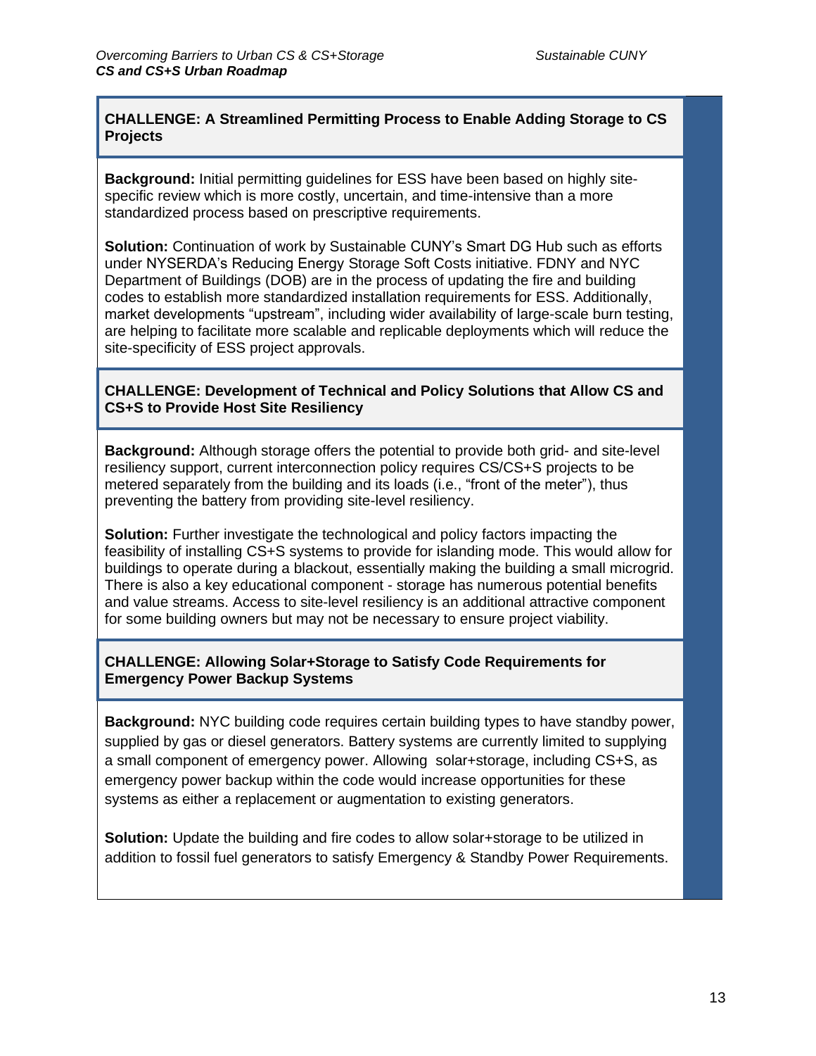**CHALLENGE: A Streamlined Permitting Process to Enable Adding Storage to CS Projects**

**Background:** Initial permitting guidelines for ESS have been based on highly site-specific review which is more costly, uncertain, and time-intensive than a more standardized process based on prescriptive requirements.

**Solution:** Continuation of work by Sustainable CUNY's Smart DG Hub such as efforts under NYSERDA's Reducing Energy Storage Soft Costs initiative. FDNY and NYC Department of Buildings (DOB) are in the process of updating the fire and building codes to establish more standardized installation requirements for ESS. Additionally, market developments "upstream", including wider availability of large-scale burn testing, are helping to facilitate more scalable and replicable deployments which will reduce the site-specificity of ESS project approvals.

**CHALLENGE: Development of Technical and Policy Solutions that Allow CS and CS+S to Provide Host Site Resiliency**

**Background:** Although storage offers the potential to provide both grid- and site-level resiliency support, current interconnection policy requires CS/CS+S projects to be metered separately from the building and its loads (i.e., "front of the meter"), thus preventing the battery from providing site-level resiliency.

**Solution:** Further investigate the technological and policy factors impacting the feasibility of installing CS+S systems to provide for islanding mode. This would allow for buildings to operate during a blackout, essentially making the building a small microgrid. There is also a key educational component - storage has numerous potential benefits and value streams. Access to site-level resiliency is an additional attractive component for some building owners but may not be necessary to ensure project viability.

**CHALLENGE: Allowing Solar+Storage to Satisfy Code Requirements for Emergency Power Backup Systems**

**Background:** NYC building code requires certain building types to have standby power, supplied by gas or diesel generators. Battery systems are currently limited to supplying a small component of emergency power. Allowing solar+storage, including CS+S, as emergency power backup within the code would increase opportunities for these systems as either a replacement or augmentation to existing generators.

**Solution:** Update the building and fire codes to allow solar+storage to be utilized in addition to fossil fuel generators to satisfy Emergency & Standby Power Requirements.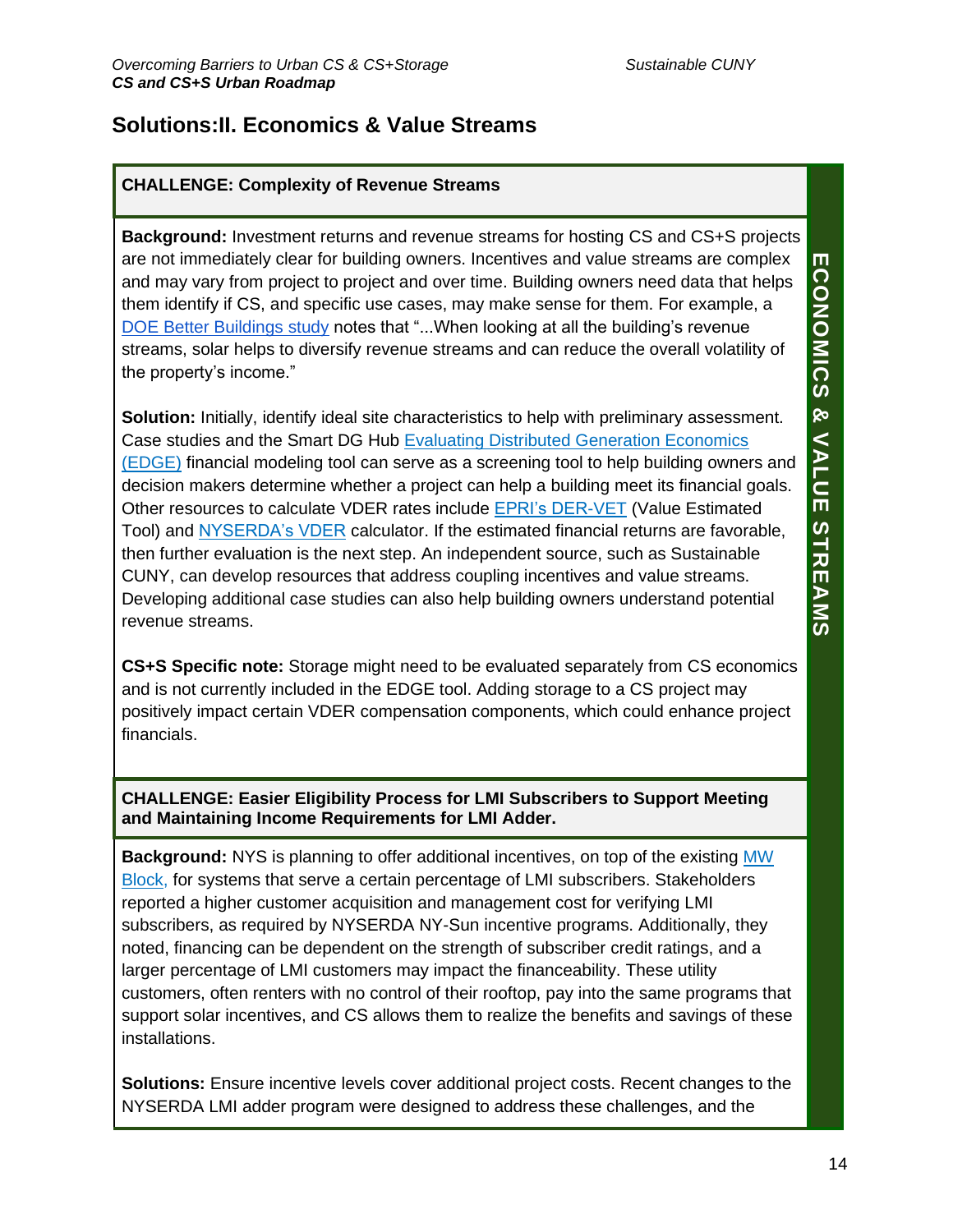## Solutions:II. Economics & Value Streams

**CHALLENGE: Complexity of Revenue Streams**

**Background:** Investment returns and revenue streams for hosting CS and CS+S projects are not immediately clear for building owners. Incentives and value streams are complex and may vary from project to project and over time. Building owners need data that helps them identify if CS, and specific use cases, may make sense for them. For example, a DOE Better Buildings study notes that "...When looking at all the building's revenue streams, solar helps to diversify revenue streams and can reduce the overall volatility of the property's income."

**Solution:** Initially, identify ideal site characteristics to help with preliminary assessment. Case studies and the Smart DG Hub Evaluating Distributed Generation Economics (EDGE) financial modeling tool can serve as a screening tool to help building owners and decision makers determine whether a project can help a building meet its financial goals. Other resources to calculate VDER rates include EPRI's DER-VET (Value Estimated Tool) and NYSERDA's VDER calculator. If the estimated financial returns are favorable, then further evaluation is the next step. An independent source, such as Sustainable CUNY, can develop resources that address coupling incentives and value streams. Developing additional case studies can also help building owners understand potential revenue streams.

**CS+S Specific note:** Storage might need to be evaluated separately from CS economics and is not currently included in the EDGE tool. Adding storage to a CS project may positively impact certain VDER compensation components, which could enhance project financials.

**CHALLENGE: Easier Eligibility Process for LMI Subscribers to Support Meeting and Maintaining Income Requirements for LMI Adder.**

**Background:** NYS is planning to offer additional incentives, on top of the existing MW Block, for systems that serve a certain percentage of LMI subscribers. Stakeholders reported a higher customer acquisition and management cost for verifying LMI subscribers, as required by NYSERDA NY-Sun incentive programs. Additionally, they noted, financing can be dependent on the strength of subscriber credit ratings, and a larger percentage of LMI customers may impact the financeability. These utility customers, often renters with no control of their rooftop, pay into the same programs that support solar incentives, and CS allows them to realize the benefits and savings of these installations.

**Solutions:** Ensure incentive levels cover additional project costs. Recent changes to the NYSERDA LMI adder program were designed to address these challenges, and the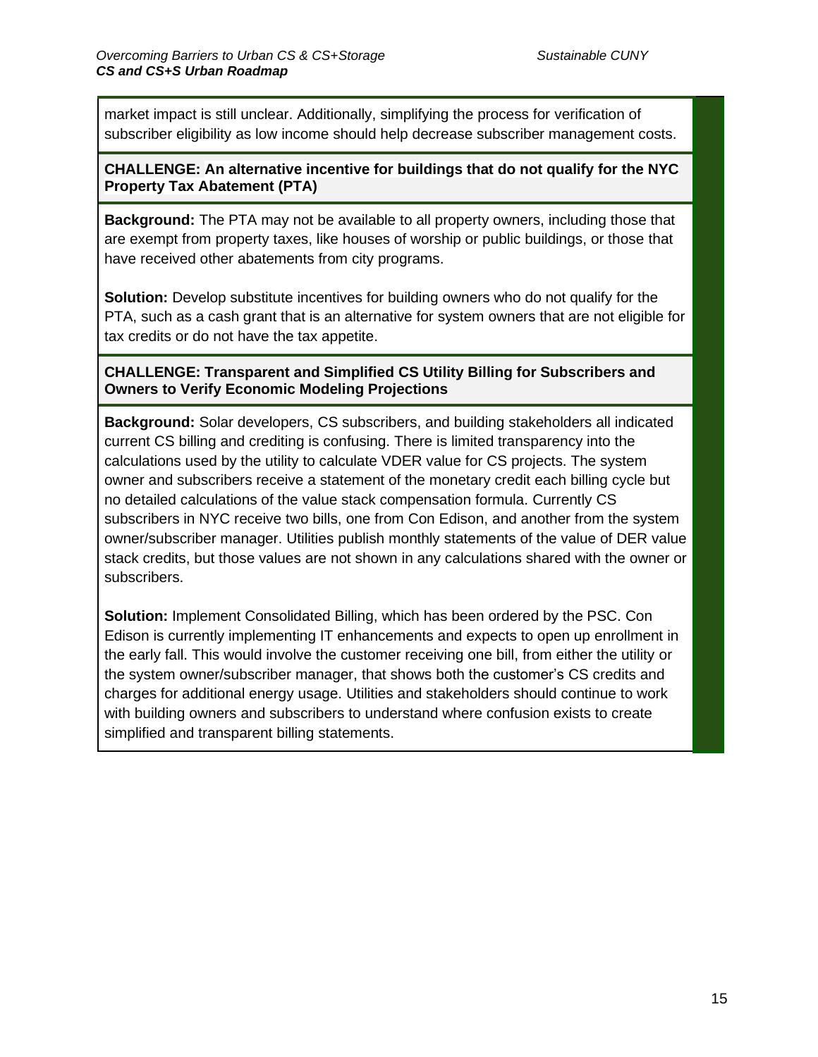market impact is still unclear. Additionally, simplifying the process for verification of subscriber eligibility as low income should help decrease subscriber management costs.

**CHALLENGE: An alternative incentive for buildings that do not qualify for the NYC Property Tax Abatement (PTA)**

**Background:** The PTA may not be available to all property owners, including those that are exempt from property taxes, like houses of worship or public buildings, or those that have received other abatements from city programs.

**Solution:** Develop substitute incentives for building owners who do not qualify for the PTA, such as a cash grant that is an alternative for system owners that are not eligible for tax credits or do not have the tax appetite.

**CHALLENGE: Transparent and Simplified CS Utility Billing for Subscribers and Owners to Verify Economic Modeling Projections**

**Background:** Solar developers, CS subscribers, and building stakeholders all indicated current CS billing and crediting is confusing. There is limited transparency into the calculations used by the utility to calculate VDER value for CS projects. The system owner and subscribers receive a statement of the monetary credit each billing cycle but no detailed calculations of the value stack compensation formula. Currently CS subscribers in NYC receive two bills, one from Con Edison, and another from the system owner/subscriber manager. Utilities publish monthly statements of the value of DER value stack credits, but those values are not shown in any calculations shared with the owner or subscribers.

**Solution:** Implement Consolidated Billing, which has been ordered by the PSC. Con Edison is currently implementing IT enhancements and expects to open up enrollment in the early fall. This would involve the customer receiving one bill, from either the utility or the system owner/subscriber manager, that shows both the customer's CS credits and charges for additional energy usage. Utilities and stakeholders should continue to work with building owners and subscribers to understand where confusion exists to create simplified and transparent billing statements.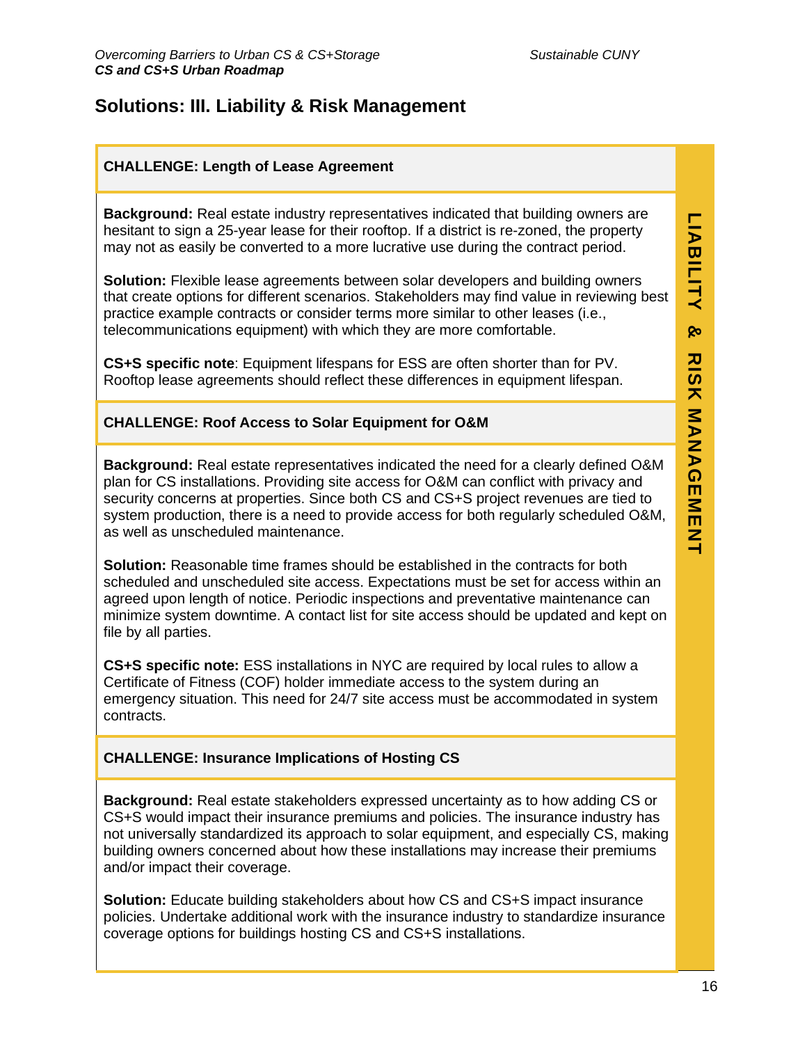## Solutions: III. Liability & Risk Management

### CHALLENGE: Length of Lease Agreement

**Background:** Real estate industry representatives indicated that building owners are hesitant to sign a 25-year lease for their rooftop. If a district is re-zoned, the property may not as easily be converted to a more lucrative use during the contract period.

**Solution:** Flexible lease agreements between solar developers and building owners that create options for different scenarios. Stakeholders may find value in reviewing best practice example contracts or consider terms more similar to other leases (i.e., telecommunications equipment) with which they are more comfortable.

**CS+S specific note**: Equipment lifespans for ESS are often shorter than for PV. Rooftop lease agreements should reflect these differences in equipment lifespan.

### CHALLENGE: Roof Access to Solar Equipment for O&M

**Background:** Real estate representatives indicated the need for a clearly defined O&M plan for CS installations. Providing site access for O&M can conflict with privacy and security concerns at properties. Since both CS and CS+S project revenues are tied to system production, there is a need to provide access for both regularly scheduled O&M, as well as unscheduled maintenance.

**Solution:** Reasonable time frames should be established in the contracts for both scheduled and unscheduled site access. Expectations must be set for access within an agreed upon length of notice. Periodic inspections and preventative maintenance can minimize system downtime. A contact list for site access should be updated and kept on file by all parties.

**CS+S specific note:** ESS installations in NYC are required by local rules to allow a Certificate of Fitness (COF) holder immediate access to the system during an emergency situation. This need for 24/7 site access must be accommodated in system contracts.

### CHALLENGE: Insurance Implications of Hosting CS

**Background:** Real estate stakeholders expressed uncertainty as to how adding CS or CS+S would impact their insurance premiums and policies. The insurance industry has not universally standardized its approach to solar equipment, and especially CS, making building owners concerned about how these installations may increase their premiums and/or impact their coverage.

**Solution:** Educate building stakeholders about how CS and CS+S impact insurance policies. Undertake additional work with the insurance industry to standardize insurance coverage options for buildings hosting CS and CS+S installations.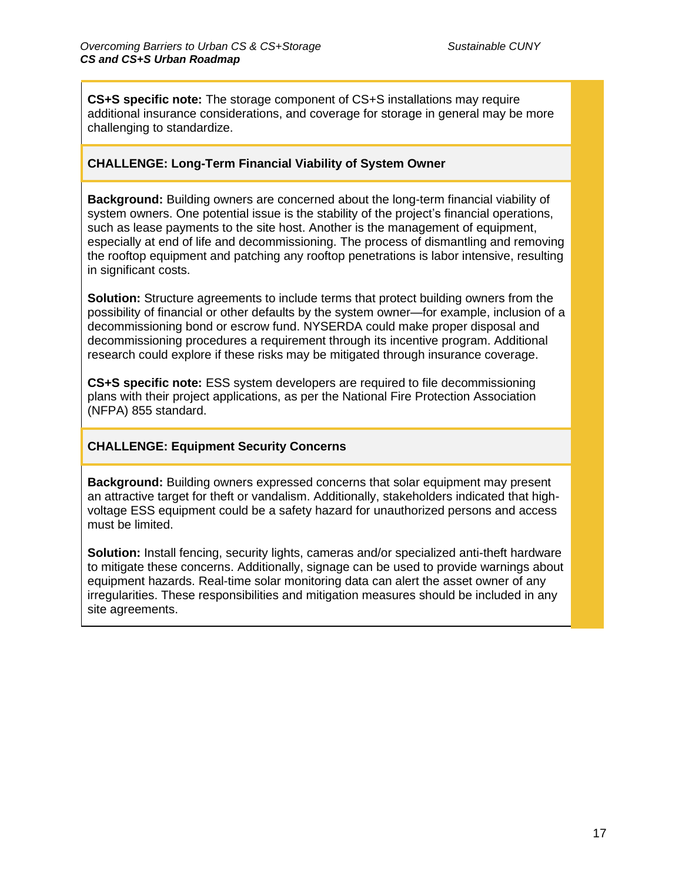**CS+S specific note:** The storage component of CS+S installations may require additional insurance considerations, and coverage for storage in general may be more challenging to standardize.

### CHALLENGE: Long-Term Financial Viability of System Owner

**Background:** Building owners are concerned about the long-term financial viability of system owners. One potential issue is the stability of the project's financial operations, such as lease payments to the site host. Another is the management of equipment, especially at end of life and decommissioning. The process of dismantling and removing the rooftop equipment and patching any rooftop penetrations is labor intensive, resulting in significant costs.

**Solution:** Structure agreements to include terms that protect building owners from the possibility of financial or other defaults by the system owner—for example, inclusion of a decommissioning bond or escrow fund. NYSERDA could make proper disposal and decommissioning procedures a requirement through its incentive program. Additional research could explore if these risks may be mitigated through insurance coverage.

**CS+S specific note:** ESS system developers are required to file decommissioning plans with their project applications, as per the National Fire Protection Association (NFPA) 855 standard.

### CHALLENGE: Equipment Security Concerns

**Background:** Building owners expressed concerns that solar equipment may present an attractive target for theft or vandalism. Additionally, stakeholders indicated that high-voltage ESS equipment could be a safety hazard for unauthorized persons and access must be limited.

**Solution:** Install fencing, security lights, cameras and/or specialized anti-theft hardware to mitigate these concerns. Additionally, signage can be used to provide warnings about equipment hazards. Real-time solar monitoring data can alert the asset owner of any irregularities. These responsibilities and mitigation measures should be included in any site agreements.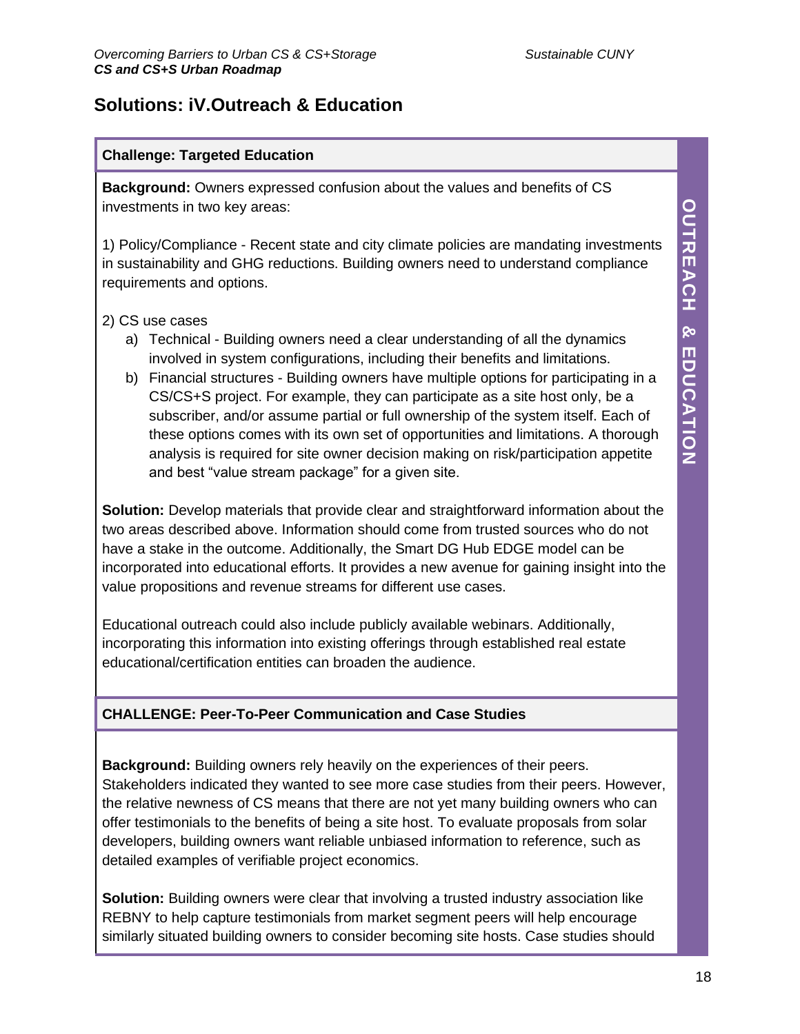## Solutions: iV.Outreach & Education

**Challenge: Targeted Education**

**Background:** Owners expressed confusion about the values and benefits of CS investments in two key areas:

1) Policy/Compliance - Recent state and city climate policies are mandating investments in sustainability and GHG reductions. Building owners need to understand compliance requirements and options.

2) CS use cases

   a) Technical - Building owners need a clear understanding of all the dynamics involved in system configurations, including their benefits and limitations.

   b) Financial structures - Building owners have multiple options for participating in a CS/CS+S project. For example, they can participate as a site host only, be a subscriber, and/or assume partial or full ownership of the system itself. Each of these options comes with its own set of opportunities and limitations. A thorough analysis is required for site owner decision making on risk/participation appetite and best "value stream package" for a given site.

**Solution:** Develop materials that provide clear and straightforward information about the two areas described above. Information should come from trusted sources who do not have a stake in the outcome. Additionally, the Smart DG Hub EDGE model can be incorporated into educational efforts. It provides a new avenue for gaining insight into the value propositions and revenue streams for different use cases.

Educational outreach could also include publicly available webinars. Additionally, incorporating this information into existing offerings through established real estate educational/certification entities can broaden the audience.

**CHALLENGE: Peer-To-Peer Communication and Case Studies**

**Background:** Building owners rely heavily on the experiences of their peers. Stakeholders indicated they wanted to see more case studies from their peers. However, the relative newness of CS means that there are not yet many building owners who can offer testimonials to the benefits of being a site host. To evaluate proposals from solar developers, building owners want reliable unbiased information to reference, such as detailed examples of verifiable project economics.

**Solution:** Building owners were clear that involving a trusted industry association like REBNY to help capture testimonials from market segment peers will help encourage similarly situated building owners to consider becoming site hosts. Case studies should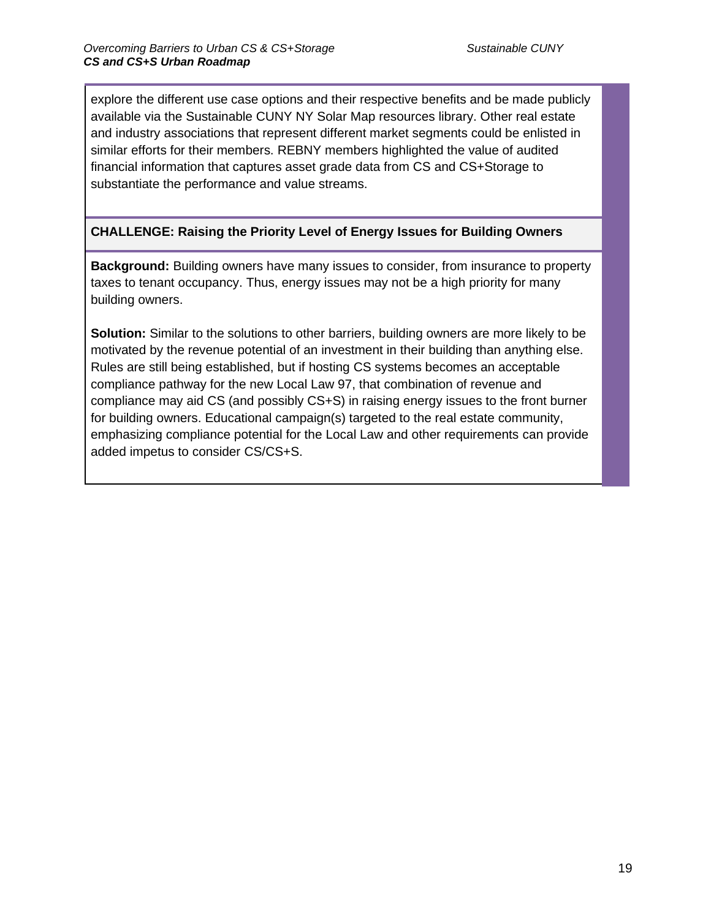explore the different use case options and their respective benefits and be made publicly available via the Sustainable CUNY NY Solar Map resources library. Other real estate and industry associations that represent different market segments could be enlisted in similar efforts for their members. REBNY members highlighted the value of audited financial information that captures asset grade data from CS and CS+Storage to substantiate the performance and value streams.

**CHALLENGE: Raising the Priority Level of Energy Issues for Building Owners**

**Background:** Building owners have many issues to consider, from insurance to property taxes to tenant occupancy. Thus, energy issues may not be a high priority for many building owners.

**Solution:** Similar to the solutions to other barriers, building owners are more likely to be motivated by the revenue potential of an investment in their building than anything else. Rules are still being established, but if hosting CS systems becomes an acceptable compliance pathway for the new Local Law 97, that combination of revenue and compliance may aid CS (and possibly CS+S) in raising energy issues to the front burner for building owners. Educational campaign(s) targeted to the real estate community, emphasizing compliance potential for the Local Law and other requirements can provide added impetus to consider CS/CS+S.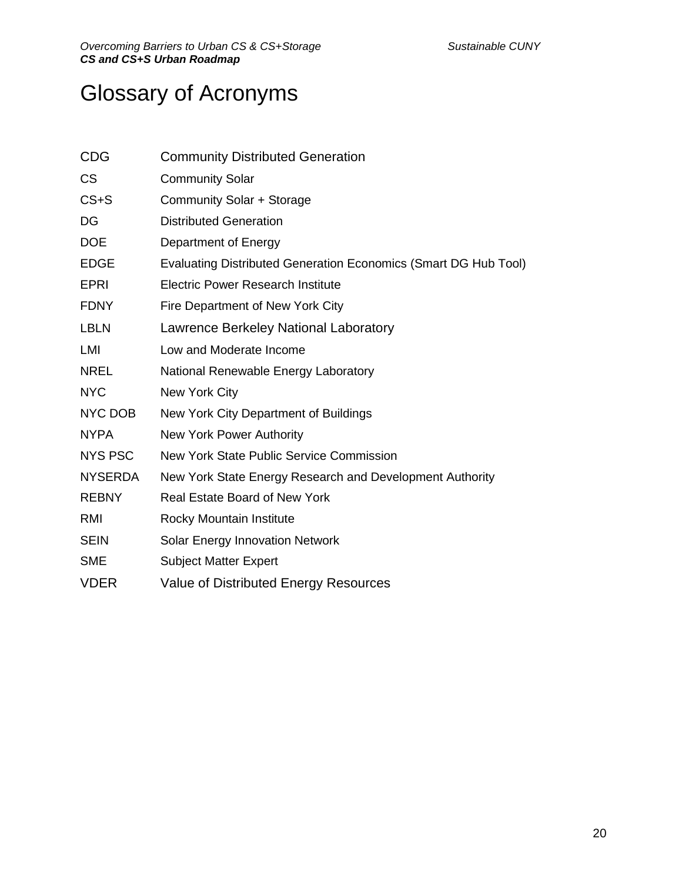# Glossary of Acronyms

| | |
|---|---|
| CDG | Community Distributed Generation |
| CS | Community Solar |
| CS+S | Community Solar + Storage |
| DG | Distributed Generation |
| DOE | Department of Energy |
| EDGE | Evaluating Distributed Generation Economics (Smart DG Hub Tool) |
| EPRI | Electric Power Research Institute |
| FDNY | Fire Department of New York City |
| LBLN | Lawrence Berkeley National Laboratory |
| LMI | Low and Moderate Income |
| NREL | National Renewable Energy Laboratory |
| NYC | New York City |
| NYC DOB | New York City Department of Buildings |
| NYPA | New York Power Authority |
| NYS PSC | New York State Public Service Commission |
| NYSERDA | New York State Energy Research and Development Authority |
| REBNY | Real Estate Board of New York |
| RMI | Rocky Mountain Institute |
| SEIN | Solar Energy Innovation Network |
| SME | Subject Matter Expert |
| VDER | Value of Distributed Energy Resources |